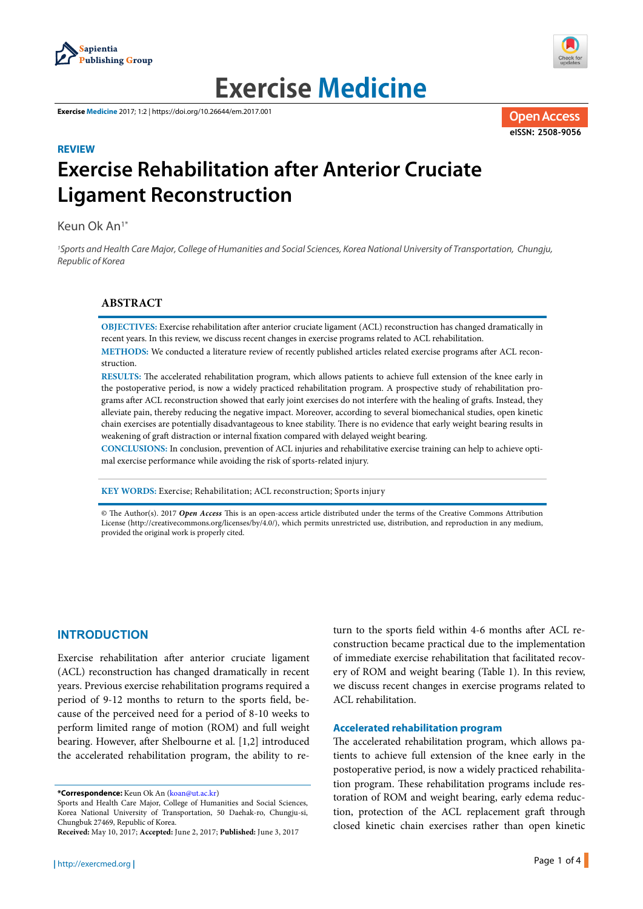REVIEW

# Exercise Rehabilitation after Anterior Cruciate Ligament Reconstruction

Keun Ok An[1*]

[1]Sports and Health Care Major, College of Humanities and Social Sciences, Korea National University of Transportation, Chungju, Republic of Korea

## ABSTRACT

**OBJECTIVES:** Exercise rehabilitation after anterior cruciate ligament (ACL) reconstruction has changed dramatically in recent years. In this review, we discuss recent changes in exercise programs related to ACL rehabilitation.

**METHODS:** We conducted a literature review of recently published articles related exercise programs after ACL reconstruction.

**RESULTS:** The accelerated rehabilitation program, which allows patients to achieve full extension of the knee early in the postoperative period, is now a widely practiced rehabilitation program. A prospective study of rehabilitation programs after ACL reconstruction showed that early joint exercises do not interfere with the healing of grafts. Instead, they alleviate pain, thereby reducing the negative impact. Moreover, according to several biomechanical studies, open kinetic chain exercises are potentially disadvantageous to knee stability. There is no evidence that early weight bearing results in weakening of graft distraction or internal fixation compared with delayed weight bearing.

**CONCLUSIONS:** In conclusion, prevention of ACL injuries and rehabilitative exercise training can help to achieve optimal exercise performance while avoiding the risk of sports-related injury.

**KEY WORDS:** Exercise; Rehabilitation; ACL reconstruction; Sports injury

© The Author(s). 2017 ***Open Access*** This is an open-access article distributed under the terms of the Creative Commons Attribution License (http://creativecommons.org/licenses/by/4.0/), which permits unrestricted use, distribution, and reproduction in any medium, provided the original work is properly cited.

## INTRODUCTION

Exercise rehabilitation after anterior cruciate ligament (ACL) reconstruction has changed dramatically in recent years. Previous exercise rehabilitation programs required a period of 9-12 months to return to the sports field, because of the perceived need for a period of 8-10 weeks to perform limited range of motion (ROM) and full weight bearing. However, after Shelbourne et al. [1,2] introduced the accelerated rehabilitation program, the ability to return to the sports field within 4-6 months after ACL reconstruction became practical due to the implementation of immediate exercise rehabilitation that facilitated recovery of ROM and weight bearing (Table 1). In this review, we discuss recent changes in exercise programs related to ACL rehabilitation.

### Accelerated rehabilitation program

The accelerated rehabilitation program, which allows patients to achieve full extension of the knee early in the postoperative period, is now a widely practiced rehabilitation program. These rehabilitation programs include restoration of ROM and weight bearing, early edema reduction, protection of the ACL replacement graft through closed kinetic chain exercises rather than open kinetic

**\*Correspondence:** Keun Ok An (koan@ut.ac.kr)
Sports and Health Care Major, College of Humanities and Social Sciences, Korea National University of Transportation, 50 Daehak-ro, Chungju-si, Chungbuk 27469, Republic of Korea.
**Received:** May 10, 2017; **Accepted:** June 2, 2017; **Published:** June 3, 2017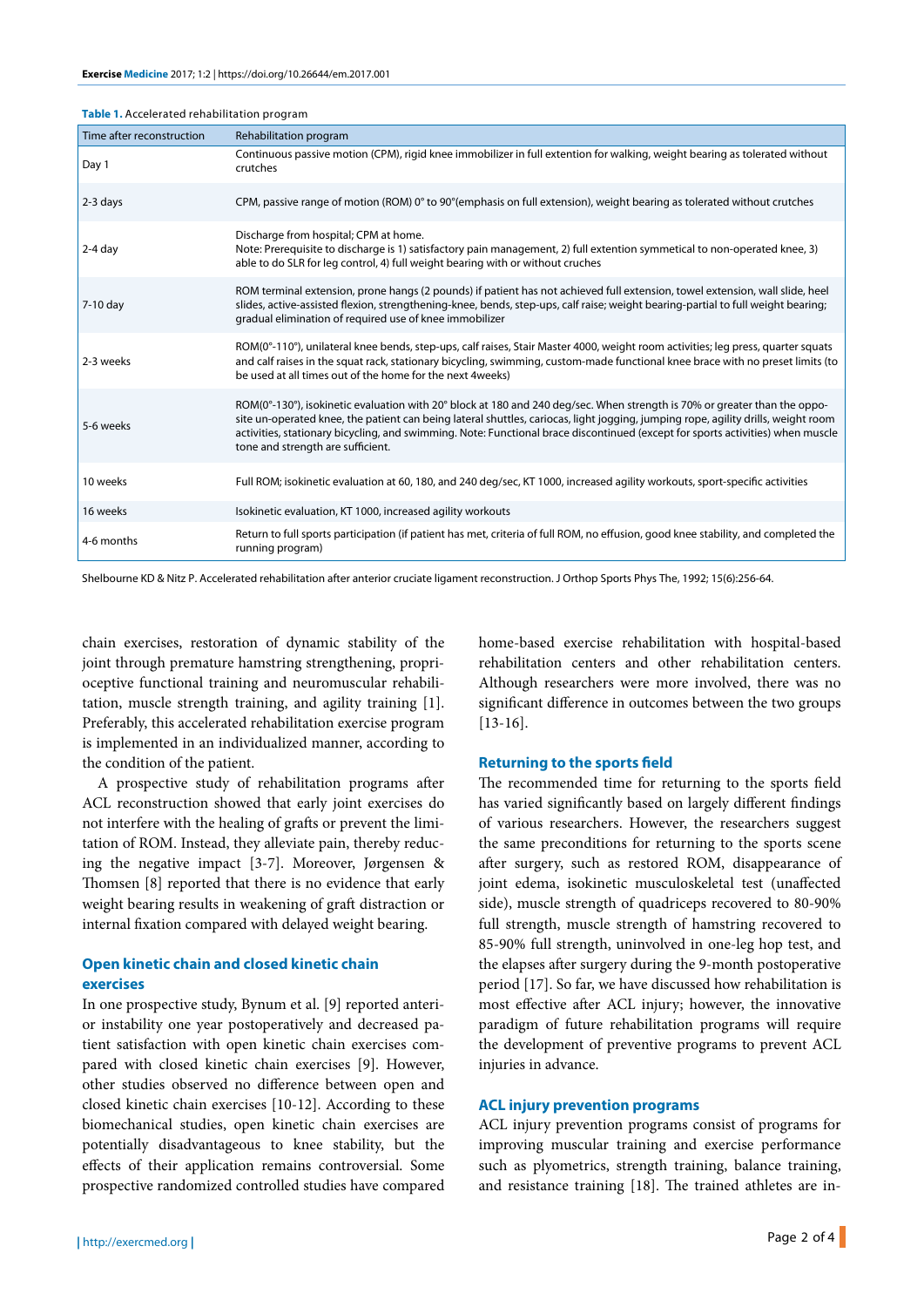**Table 1.** Accelerated rehabilitation program

| Time after reconstruction | Rehabilitation program |
|---|---|
| Day 1 | Continuous passive motion (CPM), rigid knee immobilizer in full extention for walking, weight bearing as tolerated without crutches |
| 2-3 days | CPM, passive range of motion (ROM) 0° to 90°(emphasis on full extension), weight bearing as tolerated without crutches |
| 2-4 day | Discharge from hospital; CPM at home. Note: Prerequisite to discharge is 1) satisfactory pain management, 2) full extention symmetical to non-operated knee, 3) able to do SLR for leg control, 4) full weight bearing with or without cruches |
| 7-10 day | ROM terminal extension, prone hangs (2 pounds) if patient has not achieved full extension, towel extension, wall slide, heel slides, active-assisted flexion, strengthening-knee, bends, step-ups, calf raise; weight bearing-partial to full weight bearing; gradual elimination of required use of knee immobilizer |
| 2-3 weeks | ROM(0°-110°), unilateral knee bends, step-ups, calf raises, Stair Master 4000, weight room activities; leg press, quarter squats and calf raises in the squat rack, stationary bicycling, swimming, custom-made functional knee brace with no preset limits (to be used at all times out of the home for the next 4weeks) |
| 5-6 weeks | ROM(0°-130°), isokinetic evaluation with 20° block at 180 and 240 deg/sec. When strength is 70% or greater than the opposite un-operated knee, the patient can being lateral shuttles, cariocas, light jogging, jumping rope, agility drills, weight room activities, stationary bicycling, and swimming. Note: Functional brace discontinued (except for sports activities) when muscle tone and strength are sufficient. |
| 10 weeks | Full ROM; isokinetic evaluation at 60, 180, and 240 deg/sec, KT 1000, increased agility workouts, sport-specific activities |
| 16 weeks | Isokinetic evaluation, KT 1000, increased agility workouts |
| 4-6 months | Return to full sports participation (if patient has met, criteria of full ROM, no effusion, good knee stability, and completed the running program) |

Shelbourne KD & Nitz P. Accelerated rehabilitation after anterior cruciate ligament reconstruction. J Orthop Sports Phys The, 1992; 15(6):256-64.

chain exercises, restoration of dynamic stability of the joint through premature hamstring strengthening, proprioceptive functional training and neuromuscular rehabilitation, muscle strength training, and agility training [1]. Preferably, this accelerated rehabilitation exercise program is implemented in an individualized manner, according to the condition of the patient.

A prospective study of rehabilitation programs after ACL reconstruction showed that early joint exercises do not interfere with the healing of grafts or prevent the limitation of ROM. Instead, they alleviate pain, thereby reducing the negative impact [3-7]. Moreover, Jørgensen & Thomsen [8] reported that there is no evidence that early weight bearing results in weakening of graft distraction or internal fixation compared with delayed weight bearing.

## Open kinetic chain and closed kinetic chain exercises

In one prospective study, Bynum et al. [9] reported anterior instability one year postoperatively and decreased patient satisfaction with open kinetic chain exercises compared with closed kinetic chain exercises [9]. However, other studies observed no difference between open and closed kinetic chain exercises [10-12]. According to these biomechanical studies, open kinetic chain exercises are potentially disadvantageous to knee stability, but the effects of their application remains controversial. Some prospective randomized controlled studies have compared home-based exercise rehabilitation with hospital-based rehabilitation centers and other rehabilitation centers. Although researchers were more involved, there was no significant difference in outcomes between the two groups [13-16].

## Returning to the sports field

The recommended time for returning to the sports field has varied significantly based on largely different findings of various researchers. However, the researchers suggest the same preconditions for returning to the sports scene after surgery, such as restored ROM, disappearance of joint edema, isokinetic musculoskeletal test (unaffected side), muscle strength of quadriceps recovered to 80-90% full strength, muscle strength of hamstring recovered to 85-90% full strength, uninvolved in one-leg hop test, and the elapses after surgery during the 9-month postoperative period [17]. So far, we have discussed how rehabilitation is most effective after ACL injury; however, the innovative paradigm of future rehabilitation programs will require the development of preventive programs to prevent ACL injuries in advance.

## ACL injury prevention programs

ACL injury prevention programs consist of programs for improving muscular training and exercise performance such as plyometrics, strength training, balance training, and resistance training [18]. The trained athletes are in-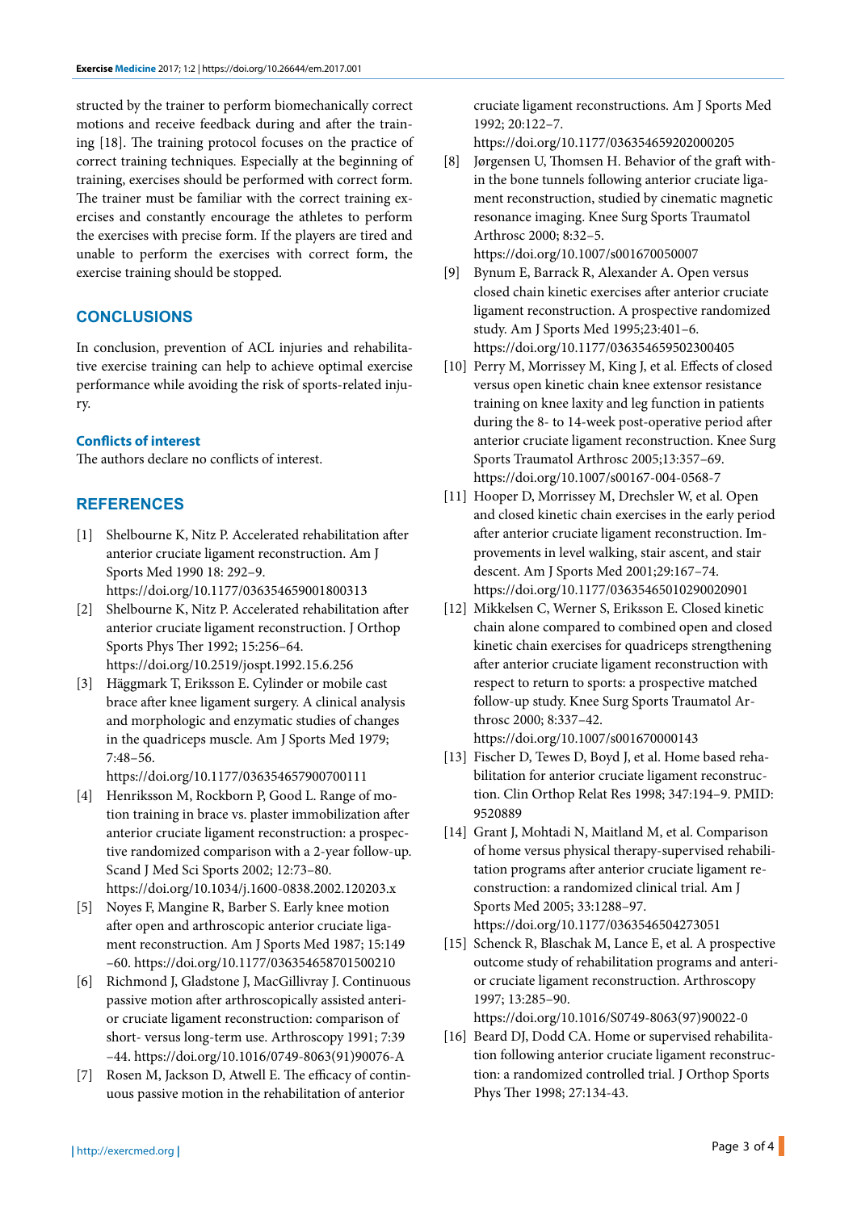structed by the trainer to perform biomechanically correct motions and receive feedback during and after the training [18]. The training protocol focuses on the practice of correct training techniques. Especially at the beginning of training, exercises should be performed with correct form. The trainer must be familiar with the correct training exercises and constantly encourage the athletes to perform the exercises with precise form. If the players are tired and unable to perform the exercises with correct form, the exercise training should be stopped.

## CONCLUSIONS

In conclusion, prevention of ACL injuries and rehabilitative exercise training can help to achieve optimal exercise performance while avoiding the risk of sports-related injury.

### Conflicts of interest

The authors declare no conflicts of interest.

## REFERENCES

[1] Shelbourne K, Nitz P. Accelerated rehabilitation after anterior cruciate ligament reconstruction. Am J Sports Med 1990 18: 292–9. https://doi.org/10.1177/036354659001800313

[2] Shelbourne K, Nitz P. Accelerated rehabilitation after anterior cruciate ligament reconstruction. J Orthop Sports Phys Ther 1992; 15:256–64. https://doi.org/10.2519/jospt.1992.15.6.256

[3] Häggmark T, Eriksson E. Cylinder or mobile cast brace after knee ligament surgery. A clinical analysis and morphologic and enzymatic studies of changes in the quadriceps muscle. Am J Sports Med 1979; 7:48–56. https://doi.org/10.1177/036354657900700111

[4] Henriksson M, Rockborn P, Good L. Range of motion training in brace vs. plaster immobilization after anterior cruciate ligament reconstruction: a prospective randomized comparison with a 2-year follow-up. Scand J Med Sci Sports 2002; 12:73–80. https://doi.org/10.1034/j.1600-0838.2002.120203.x

[5] Noyes F, Mangine R, Barber S. Early knee motion after open and arthroscopic anterior cruciate ligament reconstruction. Am J Sports Med 1987; 15:149–60. https://doi.org/10.1177/036354658701500210

[6] Richmond J, Gladstone J, MacGillivray J. Continuous passive motion after arthroscopically assisted anterior cruciate ligament reconstruction: comparison of short- versus long-term use. Arthroscopy 1991; 7:39–44. https://doi.org/10.1016/0749-8063(91)90076-A

[7] Rosen M, Jackson D, Atwell E. The efficacy of continuous passive motion in the rehabilitation of anterior cruciate ligament reconstructions. Am J Sports Med 1992; 20:122–7. https://doi.org/10.1177/036354659202000205

[8] Jørgensen U, Thomsen H. Behavior of the graft within the bone tunnels following anterior cruciate ligament reconstruction, studied by cinematic magnetic resonance imaging. Knee Surg Sports Traumatol Arthrosc 2000; 8:32–5. https://doi.org/10.1007/s001670050007

[9] Bynum E, Barrack R, Alexander A. Open versus closed chain kinetic exercises after anterior cruciate ligament reconstruction. A prospective randomized study. Am J Sports Med 1995;23:401–6. https://doi.org/10.1177/036354659502300405

[10] Perry M, Morrissey M, King J, et al. Effects of closed versus open kinetic chain knee extensor resistance training on knee laxity and leg function in patients during the 8- to 14-week post-operative period after anterior cruciate ligament reconstruction. Knee Surg Sports Traumatol Arthrosc 2005;13:357–69. https://doi.org/10.1007/s00167-004-0568-7

[11] Hooper D, Morrissey M, Drechsler W, et al. Open and closed kinetic chain exercises in the early period after anterior cruciate ligament reconstruction. Improvements in level walking, stair ascent, and stair descent. Am J Sports Med 2001;29:167–74. https://doi.org/10.1177/03635465010290020901

[12] Mikkelsen C, Werner S, Eriksson E. Closed kinetic chain alone compared to combined open and closed kinetic chain exercises for quadriceps strengthening after anterior cruciate ligament reconstruction with respect to return to sports: a prospective matched follow-up study. Knee Surg Sports Traumatol Arthrosc 2000; 8:337–42. https://doi.org/10.1007/s001670000143

[13] Fischer D, Tewes D, Boyd J, et al. Home based rehabilitation for anterior cruciate ligament reconstruction. Clin Orthop Relat Res 1998; 347:194–9. PMID: 9520889

[14] Grant J, Mohtadi N, Maitland M, et al. Comparison of home versus physical therapy-supervised rehabilitation programs after anterior cruciate ligament reconstruction: a randomized clinical trial. Am J Sports Med 2005; 33:1288–97. https://doi.org/10.1177/0363546504273051

[15] Schenck R, Blaschak M, Lance E, et al. A prospective outcome study of rehabilitation programs and anterior cruciate ligament reconstruction. Arthroscopy 1997; 13:285–90. https://doi.org/10.1016/S0749-8063(97)90022-0

[16] Beard DJ, Dodd CA. Home or supervised rehabilitation following anterior cruciate ligament reconstruction: a randomized controlled trial. J Orthop Sports Phys Ther 1998; 27:134-43.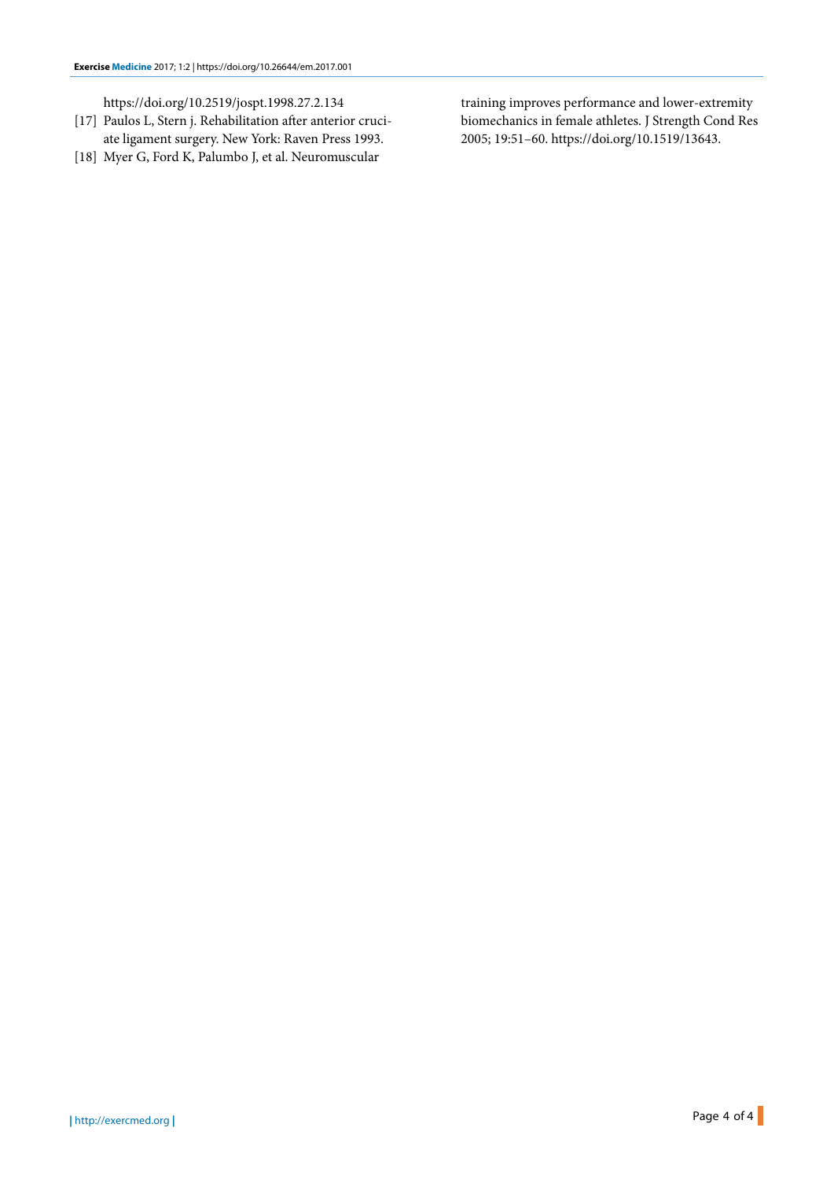https://doi.org/10.2519/jospt.1998.27.2.134

[17] Paulos L, Stern j. Rehabilitation after anterior cruciate ligament surgery. New York: Raven Press 1993.

[18] Myer G, Ford K, Palumbo J, et al. Neuromuscular training improves performance and lower-extremity biomechanics in female athletes. J Strength Cond Res 2005; 19:51–60. https://doi.org/10.1519/13643.